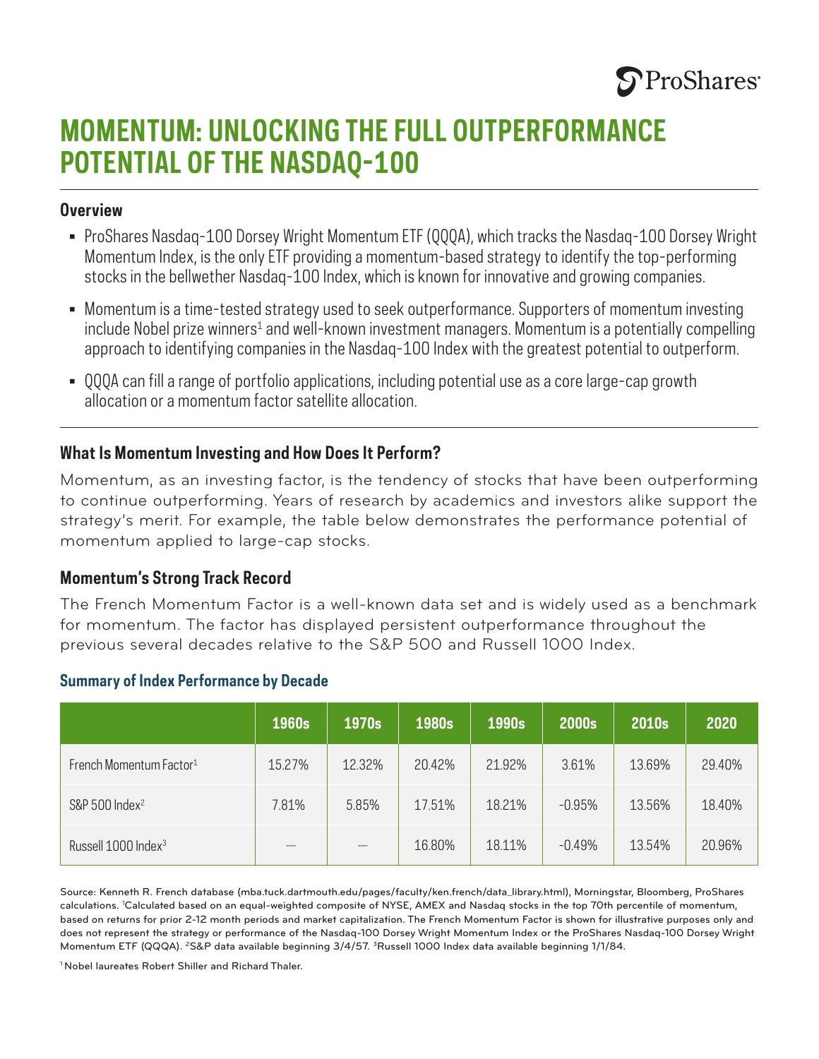# MOMENTUM: UNLOCKING THE FULL OUTPERFORMANCE POTENTIAL OF THE NASDAQ-100

## Overview

- ProShares Nasdaq-100 Dorsey Wright Momentum ETF (QQQA), which tracks the Nasdaq-100 Dorsey Wright Momentum Index, is the only ETF providing a momentum-based strategy to identify the top-performing stocks in the bellwether Nasdaq-100 Index, which is known for innovative and growing companies.
- Momentum is a time-tested strategy used to seek outperformance. Supporters of momentum investing include Nobel prize winners[1] and well-known investment managers. Momentum is a potentially compelling approach to identifying companies in the Nasdaq-100 Index with the greatest potential to outperform.
- QQQA can fill a range of portfolio applications, including potential use as a core large-cap growth allocation or a momentum factor satellite allocation.

## What Is Momentum Investing and How Does It Perform?

Momentum, as an investing factor, is the tendency of stocks that have been outperforming to continue outperforming. Years of research by academics and investors alike support the strategy's merit. For example, the table below demonstrates the performance potential of momentum applied to large-cap stocks.

## Momentum's Strong Track Record

The French Momentum Factor is a well-known data set and is widely used as a benchmark for momentum. The factor has displayed persistent outperformance throughout the previous several decades relative to the S&P 500 and Russell 1000 Index.

### Summary of Index Performance by Decade

| | 1960s | 1970s | 1980s | 1990s | 2000s | 2010s | 2020 |
|---|---|---|---|---|---|---|---|
| French Momentum Factor[1] | 15.27% | 12.32% | 20.42% | 21.92% | 3.61% | 13.69% | 29.40% |
| S&P 500 Index[2] | 7.81% | 5.85% | 17.51% | 18.21% | -0.95% | 13.56% | 18.40% |
| Russell 1000 Index[3] | — | — | 16.80% | 18.11% | -0.49% | 13.54% | 20.96% |

Source: Kenneth R. French database (mba.tuck.dartmouth.edu/pages/faculty/ken.french/data_library.html), Morningstar, Bloomberg, ProShares calculations. [1]Calculated based on an equal-weighted composite of NYSE, AMEX and Nasdaq stocks in the top 70th percentile of momentum, based on returns for prior 2-12 month periods and market capitalization. The French Momentum Factor is shown for illustrative purposes only and does not represent the strategy or performance of the Nasdaq-100 Dorsey Wright Momentum Index or the ProShares Nasdaq-100 Dorsey Wright Momentum ETF (QQQA). [2]S&P data available beginning 3/4/57. [3]Russell 1000 Index data available beginning 1/1/84.

[1] Nobel laureates Robert Shiller and Richard Thaler.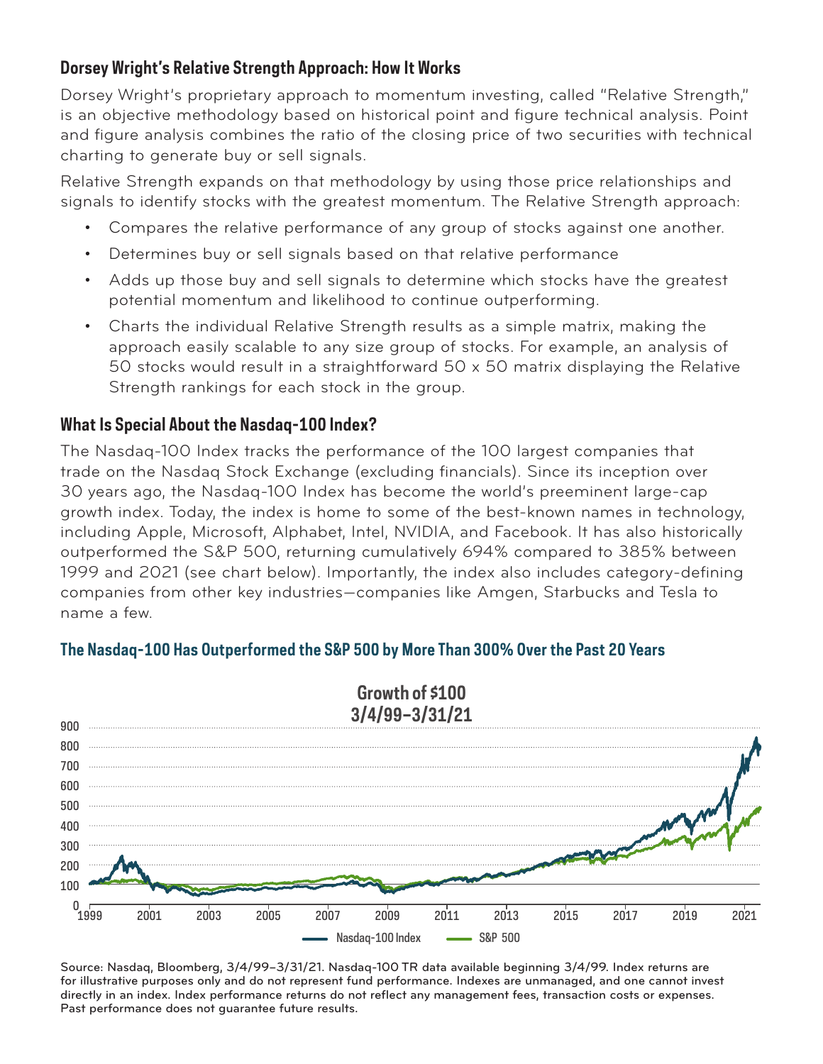## Dorsey Wright's Relative Strength Approach: How It Works

Dorsey Wright's proprietary approach to momentum investing, called "Relative Strength," is an objective methodology based on historical point and figure technical analysis. Point and figure analysis combines the ratio of the closing price of two securities with technical charting to generate buy or sell signals.

Relative Strength expands on that methodology by using those price relationships and signals to identify stocks with the greatest momentum. The Relative Strength approach:

- Compares the relative performance of any group of stocks against one another.
- Determines buy or sell signals based on that relative performance
- Adds up those buy and sell signals to determine which stocks have the greatest potential momentum and likelihood to continue outperforming.
- Charts the individual Relative Strength results as a simple matrix, making the approach easily scalable to any size group of stocks. For example, an analysis of 50 stocks would result in a straightforward 50 x 50 matrix displaying the Relative Strength rankings for each stock in the group.

## What Is Special About the Nasdaq-100 Index?

The Nasdaq-100 Index tracks the performance of the 100 largest companies that trade on the Nasdaq Stock Exchange (excluding financials). Since its inception over 30 years ago, the Nasdaq-100 Index has become the world's preeminent large-cap growth index. Today, the index is home to some of the best-known names in technology, including Apple, Microsoft, Alphabet, Intel, NVIDIA, and Facebook. It has also historically outperformed the S&P 500, returning cumulatively 694% compared to 385% between 1999 and 2021 (see chart below). Importantly, the index also includes category-defining companies from other key industries—companies like Amgen, Starbucks and Tesla to name a few.

### The Nasdaq-100 Has Outperformed the S&P 500 by More Than 300% Over the Past 20 Years

**Growth of $100**
**3/4/99–3/31/21**

Nasdaq-100 Index — S&P 500

Source: Nasdaq, Bloomberg, 3/4/99–3/31/21. Nasdaq-100 TR data available beginning 3/4/99. Index returns are for illustrative purposes only and do not represent fund performance. Indexes are unmanaged, and one cannot invest directly in an index. Index performance returns do not reflect any management fees, transaction costs or expenses. Past performance does not guarantee future results.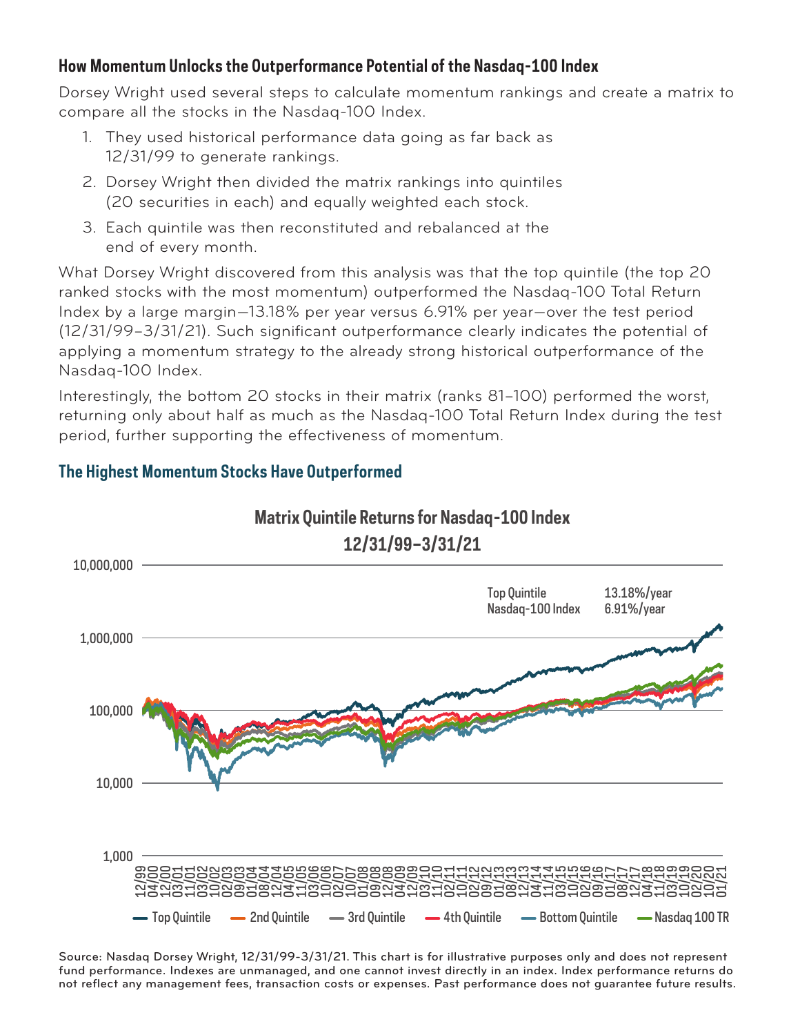### How Momentum Unlocks the Outperformance Potential of the Nasdaq-100 Index

Dorsey Wright used several steps to calculate momentum rankings and create a matrix to compare all the stocks in the Nasdaq-100 Index.

1. They used historical performance data going as far back as 12/31/99 to generate rankings.
2. Dorsey Wright then divided the matrix rankings into quintiles (20 securities in each) and equally weighted each stock.
3. Each quintile was then reconstituted and rebalanced at the end of every month.

What Dorsey Wright discovered from this analysis was that the top quintile (the top 20 ranked stocks with the most momentum) outperformed the Nasdaq-100 Total Return Index by a large margin—13.18% per year versus 6.91% per year—over the test period (12/31/99–3/31/21). Such significant outperformance clearly indicates the potential of applying a momentum strategy to the already strong historical outperformance of the Nasdaq-100 Index.

Interestingly, the bottom 20 stocks in their matrix (ranks 81–100) performed the worst, returning only about half as much as the Nasdaq-100 Total Return Index during the test period, further supporting the effectiveness of momentum.

### The Highest Momentum Stocks Have Outperformed

**Matrix Quintile Returns for Nasdaq-100 Index**
**12/31/99–3/31/21**

| | |
|---|---|
| Top Quintile | 13.18%/year |
| Nasdaq-100 Index | 6.91%/year |

Legend: Top Quintile, 2nd Quintile, 3rd Quintile, 4th Quintile, Bottom Quintile, Nasdaq 100 TR

Source: Nasdaq Dorsey Wright, 12/31/99-3/31/21. This chart is for illustrative purposes only and does not represent fund performance. Indexes are unmanaged, and one cannot invest directly in an index. Index performance returns do not reflect any management fees, transaction costs or expenses. Past performance does not guarantee future results.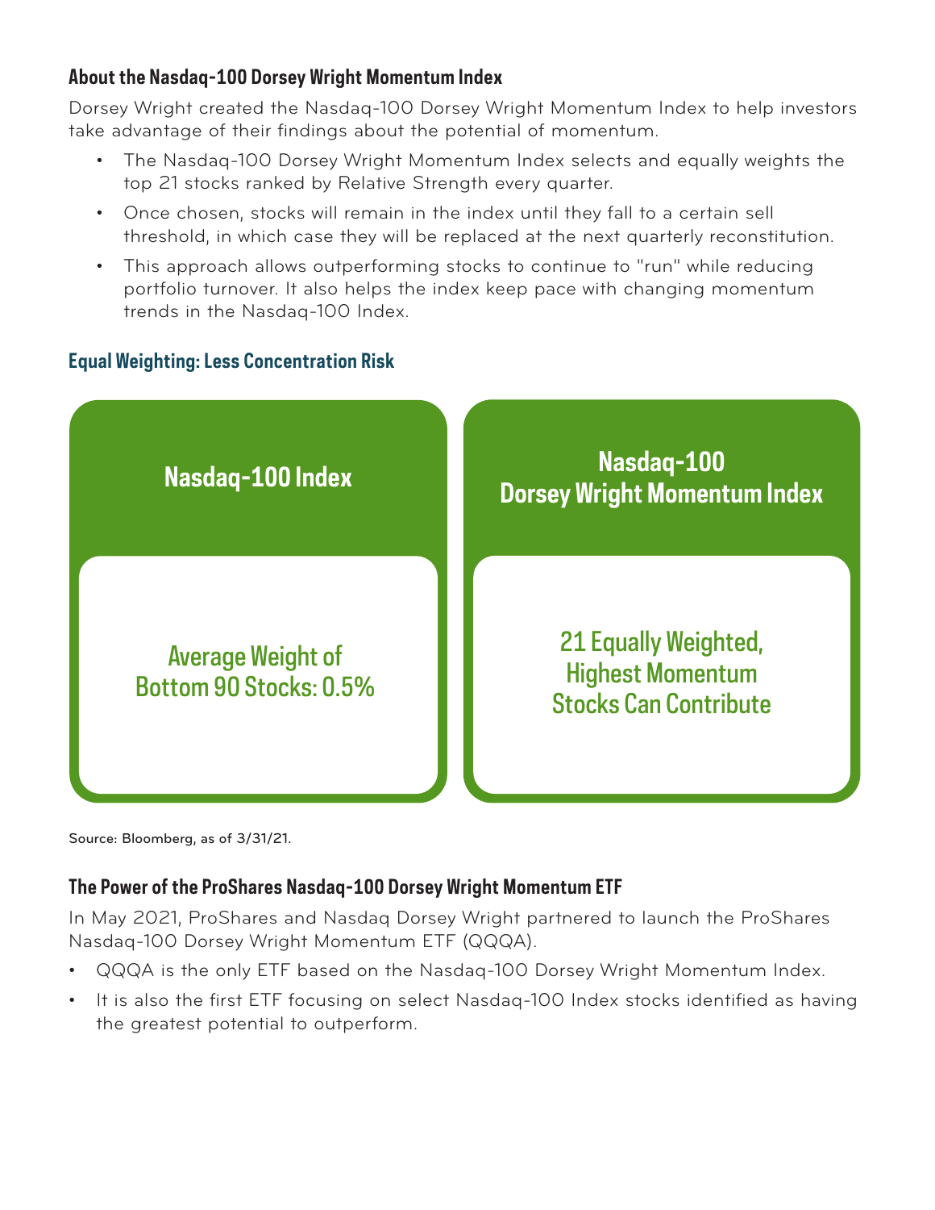### About the Nasdaq-100 Dorsey Wright Momentum Index

Dorsey Wright created the Nasdaq-100 Dorsey Wright Momentum Index to help investors take advantage of their findings about the potential of momentum.

- The Nasdaq-100 Dorsey Wright Momentum Index selects and equally weights the top 21 stocks ranked by Relative Strength every quarter.
- Once chosen, stocks will remain in the index until they fall to a certain sell threshold, in which case they will be replaced at the next quarterly reconstitution.
- This approach allows outperforming stocks to continue to "run" while reducing portfolio turnover. It also helps the index keep pace with changing momentum trends in the Nasdaq-100 Index.

### Equal Weighting: Less Concentration Risk

| Nasdaq-100 Index | Nasdaq-100 Dorsey Wright Momentum Index |
| --- | --- |
| Average Weight of Bottom 90 Stocks: 0.5% | 21 Equally Weighted, Highest Momentum Stocks Can Contribute |

Source: Bloomberg, as of 3/31/21.

### The Power of the ProShares Nasdaq-100 Dorsey Wright Momentum ETF

In May 2021, ProShares and Nasdaq Dorsey Wright partnered to launch the ProShares Nasdaq-100 Dorsey Wright Momentum ETF (QQQA).

- QQQA is the only ETF based on the Nasdaq-100 Dorsey Wright Momentum Index.
- It is also the first ETF focusing on select Nasdaq-100 Index stocks identified as having the greatest potential to outperform.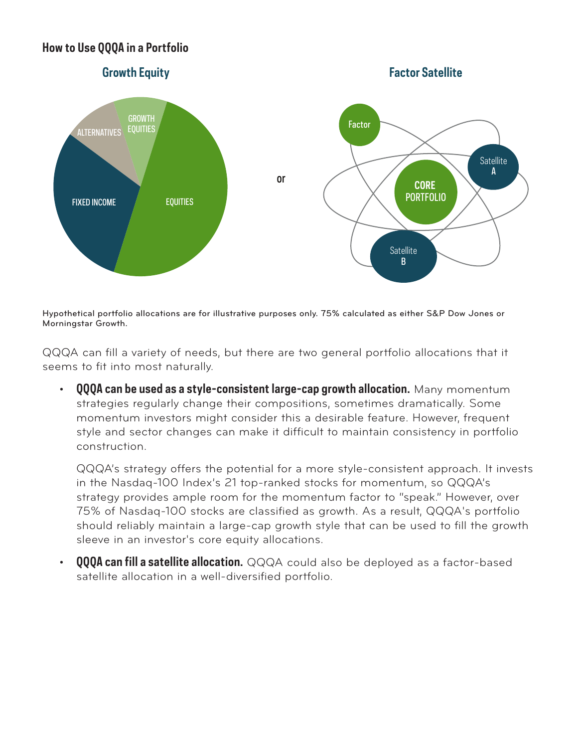## How to Use QQQA in a Portfolio

**Growth Equity**

ALTERNATIVES
GROWTH EQUITIES
FIXED INCOME
EQUITIES

or

**Factor Satellite**

Factor
CORE PORTFOLIO
Satellite A
Satellite B

Hypothetical portfolio allocations are for illustrative purposes only. 75% calculated as either S&P Dow Jones or Morningstar Growth.

QQQA can fill a variety of needs, but there are two general portfolio allocations that it seems to fit into most naturally.

- **QQQA can be used as a style-consistent large-cap growth allocation.** Many momentum strategies regularly change their compositions, sometimes dramatically. Some momentum investors might consider this a desirable feature. However, frequent style and sector changes can make it difficult to maintain consistency in portfolio construction.

  QQQA's strategy offers the potential for a more style-consistent approach. It invests in the Nasdaq-100 Index's 21 top-ranked stocks for momentum, so QQQA's strategy provides ample room for the momentum factor to "speak." However, over 75% of Nasdaq-100 stocks are classified as growth. As a result, QQQA's portfolio should reliably maintain a large-cap growth style that can be used to fill the growth sleeve in an investor's core equity allocations.

- **QQQA can fill a satellite allocation.** QQQA could also be deployed as a factor-based satellite allocation in a well-diversified portfolio.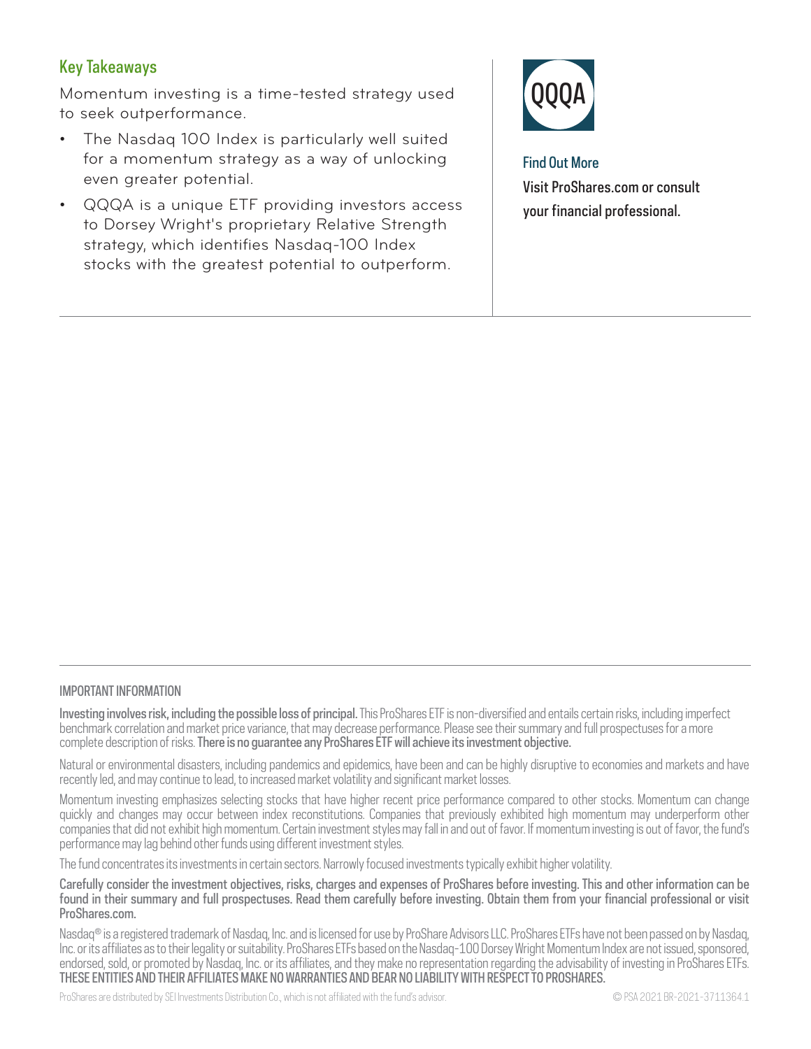## Key Takeaways

Momentum investing is a time-tested strategy used to seek outperformance.

- The Nasdaq 100 Index is particularly well suited for a momentum strategy as a way of unlocking even greater potential.
- QQQA is a unique ETF providing investors access to Dorsey Wright's proprietary Relative Strength strategy, which identifies Nasdaq-100 Index stocks with the greatest potential to outperform.

QQQA

**Find Out More**

**Visit ProShares.com or consult your financial professional.**

IMPORTANT INFORMATION

**Investing involves risk, including the possible loss of principal.** This ProShares ETF is non-diversified and entails certain risks, including imperfect benchmark correlation and market price variance, that may decrease performance. Please see their summary and full prospectuses for a more complete description of risks. **There is no guarantee any ProShares ETF will achieve its investment objective.**

Natural or environmental disasters, including pandemics and epidemics, have been and can be highly disruptive to economies and markets and have recently led, and may continue to lead, to increased market volatility and significant market losses.

Momentum investing emphasizes selecting stocks that have higher recent price performance compared to other stocks. Momentum can change quickly and changes may occur between index reconstitutions. Companies that previously exhibited high momentum may underperform other companies that did not exhibit high momentum. Certain investment styles may fall in and out of favor. If momentum investing is out of favor, the fund's performance may lag behind other funds using different investment styles.

The fund concentrates its investments in certain sectors. Narrowly focused investments typically exhibit higher volatility.

**Carefully consider the investment objectives, risks, charges and expenses of ProShares before investing. This and other information can be found in their summary and full prospectuses. Read them carefully before investing. Obtain them from your financial professional or visit ProShares.com.**

Nasdaq® is a registered trademark of Nasdaq, Inc. and is licensed for use by ProShare Advisors LLC. ProShares ETFs have not been passed on by Nasdaq, Inc. or its affiliates as to their legality or suitability. ProShares ETFs based on the Nasdaq-100 Dorsey Wright Momentum Index are not issued, sponsored, endorsed, sold, or promoted by Nasdaq, Inc. or its affiliates, and they make no representation regarding the advisability of investing in ProShares ETFs. **THESE ENTITIES AND THEIR AFFILIATES MAKE NO WARRANTIES AND BEAR NO LIABILITY WITH RESPECT TO PROSHARES.**

ProShares are distributed by SEI Investments Distribution Co., which is not affiliated with the fund's advisor.

© PSA 2021 BR-2021-3711364.1